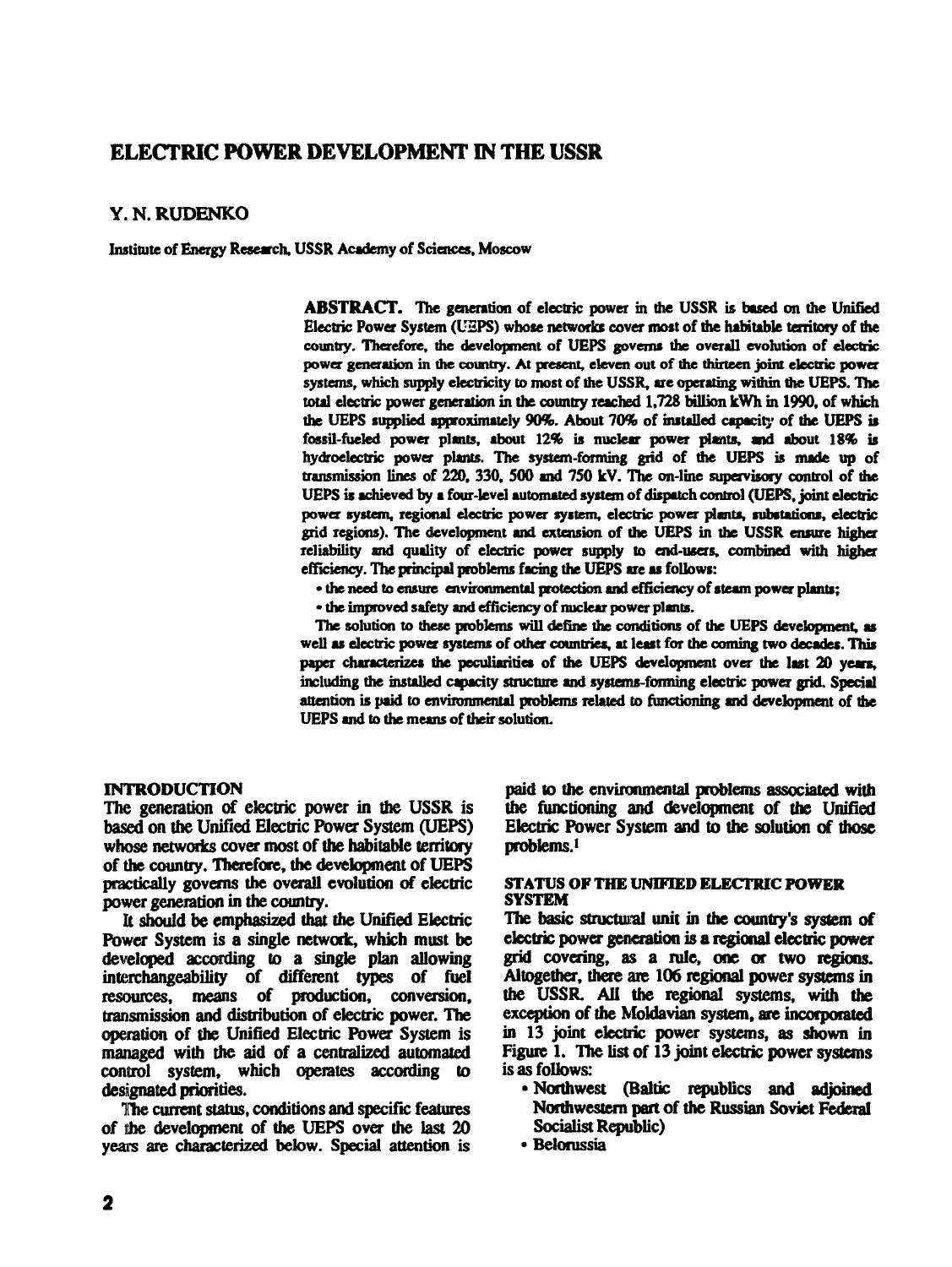# ELECTRIC POWER DEVELOPMENT IN THE USSR

**Y. N. RUDENKO**

Institute of Energy Research, USSR Academy of Sciences, Moscow

**ABSTRACT.** The generation of electric power in the USSR is based on the Unified Electric Power System (UEPS) whose networks cover most of the habitable territory of the country. Therefore, the development of UEPS governs the overall evolution of electric power generation in the country. At present, eleven out of the thirteen joint electric power systems, which supply electricity to most of the USSR, are operating within the UEPS. The total electric power generation in the country reached 1,728 billion kWh in 1990, of which the UEPS supplied approximately 90%. About 70% of installed capacity of the UEPS is fossil-fueled power plants, about 12% is nuclear power plants, and about 18% is hydroelectric power plants. The system-forming grid of the UEPS is made up of transmission lines of 220, 330, 500 and 750 kV. The on-line supervisory control of the UEPS is achieved by a four-level automated system of dispatch control (UEPS, joint electric power system, regional electric power system, electric power plants, substations, electric grid regions). The development and extension of the UEPS in the USSR ensure higher reliability and quality of electric power supply to end-users, combined with higher efficiency. The principal problems facing the UEPS are as follows:

- the need to ensure environmental protection and efficiency of steam power plants;
- the improved safety and efficiency of nuclear power plants.

The solution to these problems will define the conditions of the UEPS development, as well as electric power systems of other countries, at least for the coming two decades. This paper characterizes the peculiarities of the UEPS development over the last 20 years, including the installed capacity structure and systems-forming electric power grid. Special attention is paid to environmental problems related to functioning and development of the UEPS and to the means of their solution.

## INTRODUCTION

The generation of electric power in the USSR is based on the Unified Electric Power System (UEPS) whose networks cover most of the habitable territory of the country. Therefore, the development of UEPS practically governs the overall evolution of electric power generation in the country.

It should be emphasized that the Unified Electric Power System is a single network, which must be developed according to a single plan allowing interchangeability of different types of fuel resources, means of production, conversion, transmission and distribution of electric power. The operation of the Unified Electric Power System is managed with the aid of a centralized automated control system, which operates according to designated priorities.

The current status, conditions and specific features of the development of the UEPS over the last 20 years are characterized below. Special attention is paid to the environmental problems associated with the functioning and development of the Unified Electric Power System and to the solution of those problems.[1]

## STATUS OF THE UNIFIED ELECTRIC POWER SYSTEM

The basic structural unit in the country's system of electric power generation is a regional electric power grid covering, as a rule, one or two regions. Altogether, there are 106 regional power systems in the USSR. All the regional systems, with the exception of the Moldavian system, are incorporated in 13 joint electric power systems, as shown in Figure 1. The list of 13 joint electric power systems is as follows:

- Northwest (Baltic republics and adjoined Northwestern part of the Russian Soviet Federal Socialist Republic)
- Belorussia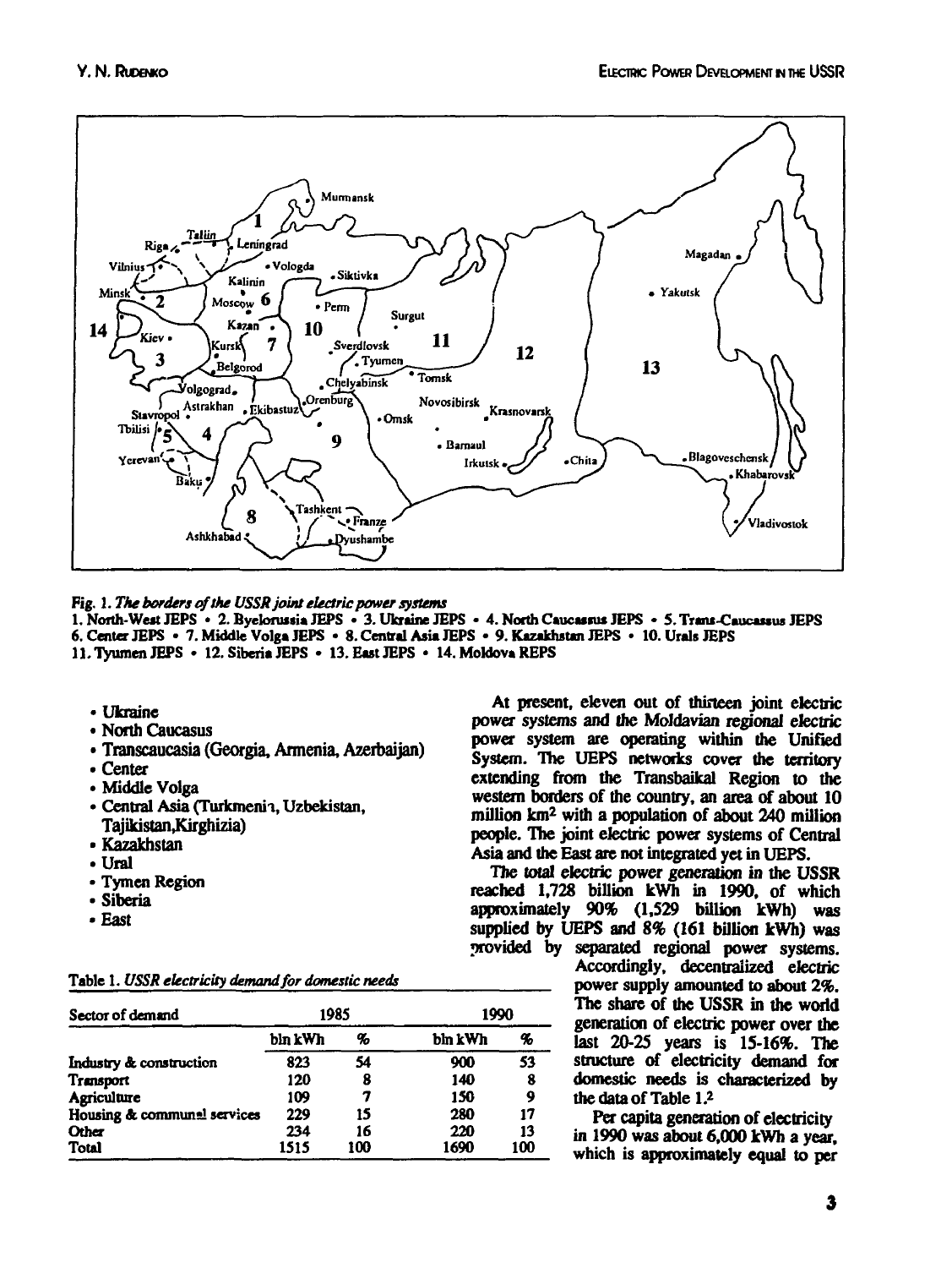Fig. 1. *The borders of the USSR joint electric power systems*
1. North-West JEPS • 2. Byelorussia JEPS • 3. Ukraine JEPS • 4. North Caucasus JEPS • 5. Trans-Caucasus JEPS
6. Center JEPS • 7. Middle Volga JEPS • 8. Central Asia JEPS • 9. Kazakhstan JEPS • 10. Urals JEPS
11. Tyumen JEPS • 12. Siberia JEPS • 13. East JEPS • 14. Moldova REPS

- Ukraine
- North Caucasus
- Transcaucasia (Georgia, Armenia, Azerbaijan)
- Center
- Middle Volga
- Central Asia (Turkmenia, Uzbekistan, Tajikistan,Kirghizia)
- Kazakhstan
- Ural
- Tymen Region
- Siberia
- East

Table 1. *USSR electricity demand for domestic needs*

| Sector of demand | 1985 | | 1990 | |
|---|---|---|---|---|
| | bln kWh | % | bln kWh | % |
| Industry & construction | 823 | 54 | 900 | 53 |
| Transport | 120 | 8 | 140 | 8 |
| Agriculture | 109 | 7 | 150 | 9 |
| Housing & communal services | 229 | 15 | 280 | 17 |
| Other | 234 | 16 | 220 | 13 |
| Total | 1515 | 100 | 1690 | 100 |

At present, eleven out of thirteen joint electric power systems and the Moldavian regional electric power system are operating within the Unified System. The UEPS networks cover the territory extending from the Transbaikal Region to the western borders of the country, an area of about 10 million km$^2$ with a population of about 240 million people. The joint electric power systems of Central Asia and the East are not integrated yet in UEPS.

The total electric power generation in the USSR reached 1,728 billion kWh in 1990, of which approximately 90% (1,529 billion kWh) was supplied by UEPS and 8% (161 billion kWh) was provided by separated regional power systems. Accordingly, decentralized electric power supply amounted to about 2%. The share of the USSR in the world generation of electric power over the last 20-25 years is 15-16%. The structure of electricity demand for domestic needs is characterized by the data of Table 1.[2]

Per capita generation of electricity in 1990 was about 6,000 kWh a year, which is approximately equal to per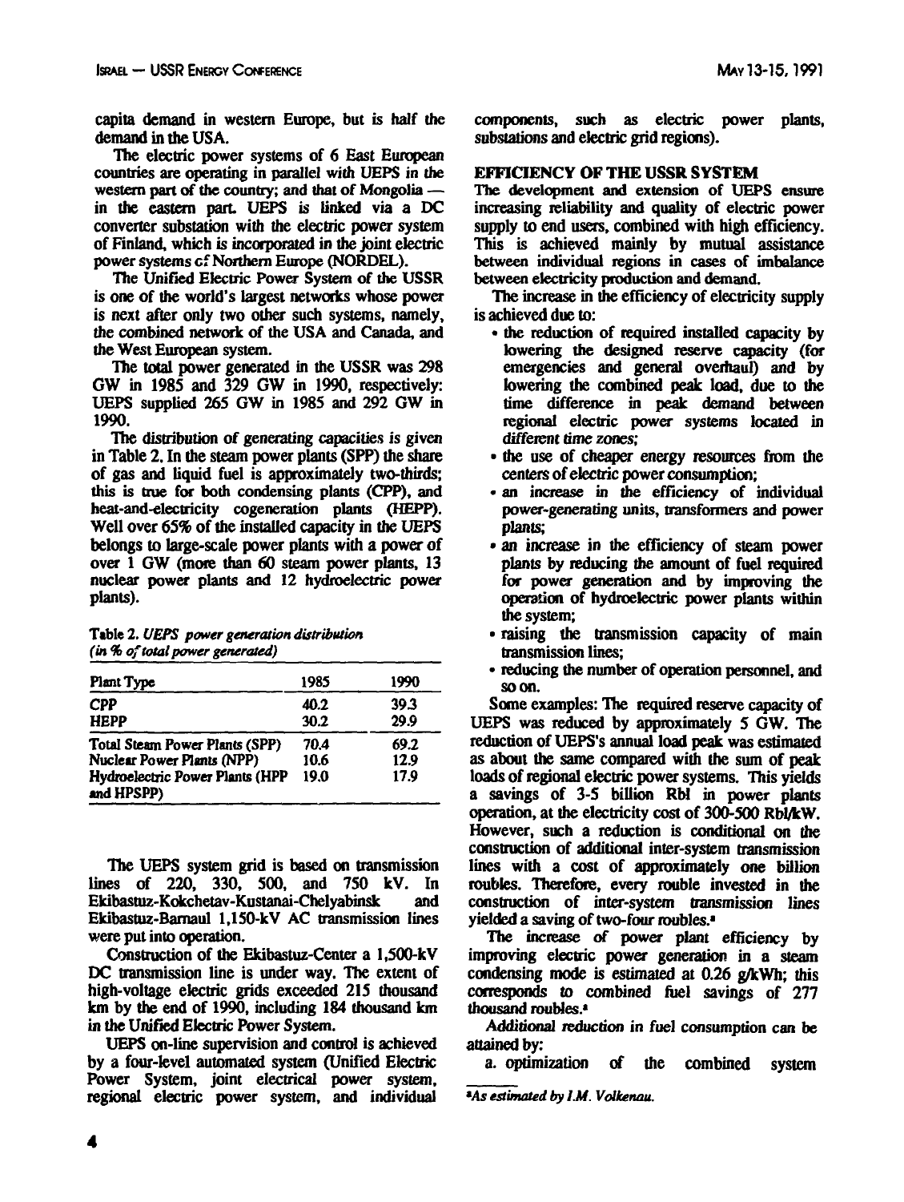capita demand in western Europe, but is half the demand in the USA.

The electric power systems of 6 East European countries are operating in parallel with UEPS in the western part of the country; and that of Mongolia — in the eastern part. UEPS is linked via a DC converter substation with the electric power system of Finland, which is incorporated in the joint electric power systems of Northern Europe (NORDEL).

The Unified Electric Power System of the USSR is one of the world's largest networks whose power is next after only two other such systems, namely, the combined network of the USA and Canada, and the West European system.

The total power generated in the USSR was 298 GW in 1985 and 329 GW in 1990, respectively: UEPS supplied 265 GW in 1985 and 292 GW in 1990.

The distribution of generating capacities is given in Table 2. In the steam power plants (SPP) the share of gas and liquid fuel is approximately two-thirds; this is true for both condensing plants (CPP), and heat-and-electricity cogeneration plants (HEPP). Well over 65% of the installed capacity in the UEPS belongs to large-scale power plants with a power of over 1 GW (more than 60 steam power plants, 13 nuclear power plants and 12 hydroelectric power plants).

Table 2. *UEPS power generation distribution (in % of total power generated)*

| Plant Type | 1985 | 1990 |
|---|---|---|
| CPP | 40.2 | 39.3 |
| HEPP | 30.2 | 29.9 |
| Total Steam Power Plants (SPP) | 70.4 | 69.2 |
| Nuclear Power Plants (NPP) | 10.6 | 12.9 |
| Hydroelectric Power Plants (HPP and HPSPP) | 19.0 | 17.9 |

The UEPS system grid is based on transmission lines of 220, 330, 500, and 750 kV. In Ekibastuz-Kokchetav-Kustanai-Chelyabinsk and Ekibastuz-Barnaul 1,150-kV AC transmission lines were put into operation.

Construction of the Ekibastuz-Center a 1,500-kV DC transmission line is under way. The extent of high-voltage electric grids exceeded 215 thousand km by the end of 1990, including 184 thousand km in the Unified Electric Power System.

UEPS on-line supervision and control is achieved by a four-level automated system (Unified Electric Power System, joint electrical power system, regional electric power system, and individual components, such as electric power plants, substations and electric grid regions).

## EFFICIENCY OF THE USSR SYSTEM

The development and extension of UEPS ensure increasing reliability and quality of electric power supply to end users, combined with high efficiency. This is achieved mainly by mutual assistance between individual regions in cases of imbalance between electricity production and demand.

The increase in the efficiency of electricity supply is achieved due to:

- the reduction of required installed capacity by lowering the designed reserve capacity (for emergencies and general overhaul) and by lowering the combined peak load, due to the time difference in peak demand between regional electric power systems located in *different time zones;*
- the use of cheaper energy resources from the centers of electric power consumption;
- an increase in the efficiency of individual power-generating units, transformers and power plants;
- an increase in the efficiency of steam power plants by reducing the amount of fuel required for power generation and by improving the operation of hydroelectric power plants within the system;
- raising the transmission capacity of main transmission lines;
- reducing the number of operation personnel, and so on.

Some examples: The required reserve capacity of UEPS was reduced by approximately 5 GW. The reduction of UEPS's annual load peak was estimated as about the same compared with the sum of peak loads of regional electric power systems. This yields a savings of 3-5 billion Rbl in power plants operation, at the electricity cost of 300-500 Rbl/kW. However, such a reduction is conditional on the construction of additional inter-system transmission lines with a cost of approximately one billion roubles. Therefore, every rouble invested in the construction of inter-system transmission lines yielded a saving of two-four roubles.[a]

The increase of power plant efficiency by improving electric power generation in a steam condensing mode is estimated at 0.26 g/kWh; this corresponds to combined fuel savings of 277 thousand roubles.[a]

*Additional reduction in fuel consumption can be attained by:*

a. optimization of the combined system

[a]*As estimated by I.M. Volkenau.*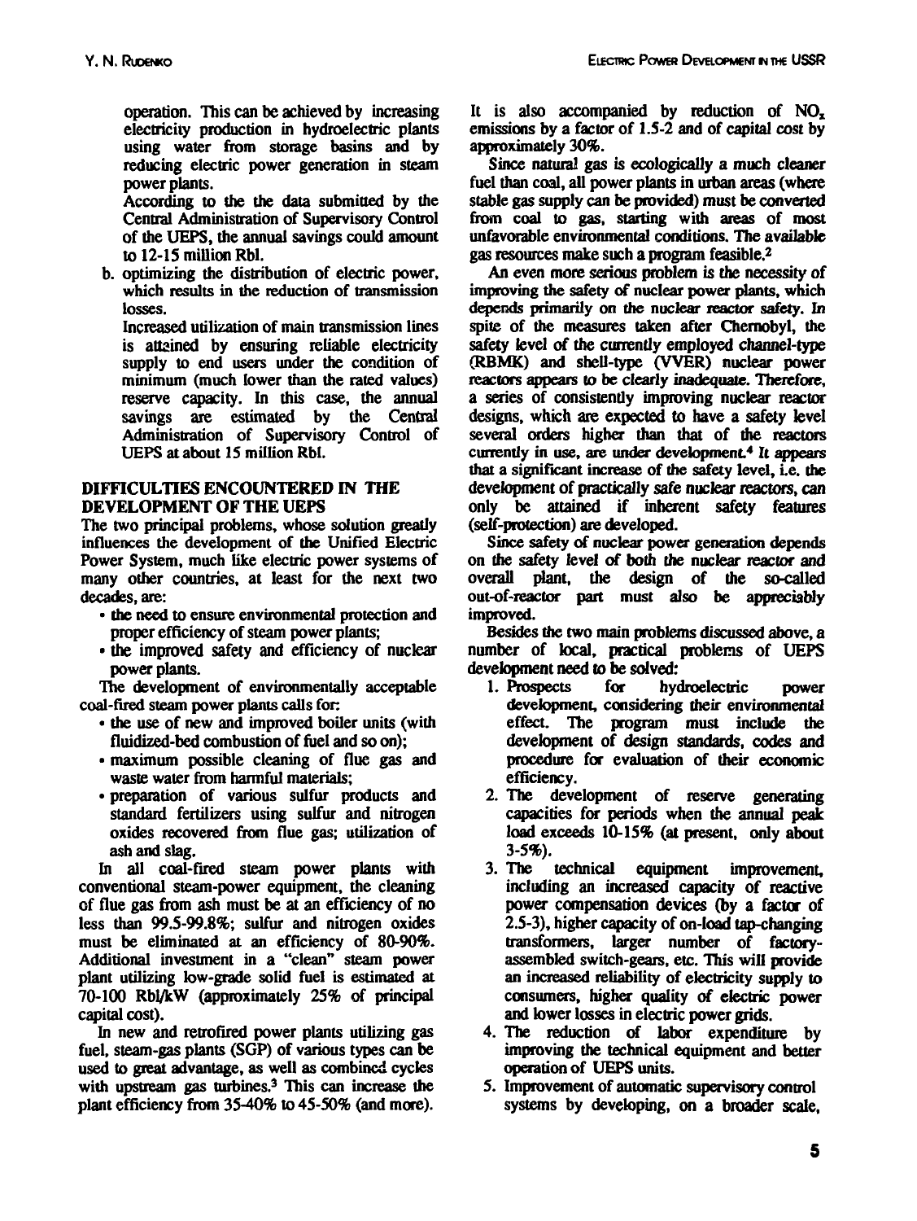operation. This can be achieved by increasing electricity production in hydroelectric plants using water from storage basins and by reducing electric power generation in steam power plants.

According to the the data submitted by the Central Administration of Supervisory Control of the UEPS, the annual savings could amount to 12-15 million Rbl.

b. optimizing the distribution of electric power, which results in the reduction of transmission losses.

Increased utilization of main transmission lines is attained by ensuring reliable electricity supply to end users under the condition of minimum (much lower than the rated values) reserve capacity. In this case, the annual savings are estimated by the Central Administration of Supervisory Control of UEPS at about 15 million Rbl.

## DIFFICULTIES ENCOUNTERED IN THE DEVELOPMENT OF THE UEPS

The two principal problems, whose solution greatly influences the development of the Unified Electric Power System, much like electric power systems of many other countries, at least for the next two decades, are:

- the need to ensure environmental protection and proper efficiency of steam power plants;
- the improved safety and efficiency of nuclear power plants.

The development of environmentally acceptable coal-fired steam power plants calls for:

- the use of new and improved boiler units (with fluidized-bed combustion of fuel and so on);
- maximum possible cleaning of flue gas and waste water from harmful materials;
- preparation of various sulfur products and standard fertilizers using sulfur and nitrogen oxides recovered from flue gas; utilization of ash and slag.

In all coal-fired steam power plants with conventional steam-power equipment, the cleaning of flue gas from ash must be at an efficiency of no less than 99.5-99.8%; sulfur and nitrogen oxides must be eliminated at an efficiency of 80-90%. Additional investment in a "clean" steam power plant utilizing low-grade solid fuel is estimated at 70-100 Rbl/kW (approximately 25% of principal capital cost).

In new and retrofired power plants utilizing gas fuel, steam-gas plants (SGP) of various types can be used to great advantage, as well as combined cycles with upstream gas turbines.[3] This can increase the plant efficiency from 35-40% to 45-50% (and more). It is also accompanied by reduction of $NO_x$ emissions by a factor of 1.5-2 and of capital cost by approximately 30%.

Since natural gas is ecologically a much cleaner fuel than coal, all power plants in urban areas (where stable gas supply can be provided) must be converted from coal to gas, starting with areas of most unfavorable environmental conditions. The available gas resources make such a program feasible.[2]

An even more serious problem is the necessity of improving the safety of nuclear power plants, which depends primarily on the nuclear reactor safety. In spite of the measures taken after Chernobyl, the safety level of the currently employed channel-type (RBMK) and shell-type (VVER) nuclear power reactors appears to be clearly inadequate. Therefore, a series of consistently improving nuclear reactor designs, which are expected to have a safety level several orders higher than that of the reactors currently in use, are under development.[4] It appears that a significant increase of the safety level, i.e. the development of practically safe nuclear reactors, can only be attained if inherent safety features (self-protection) are developed.

Since safety of nuclear power generation depends on the safety level of both the nuclear reactor and overall plant, the design of the so-called out-of-reactor part must also be appreciably improved.

Besides the two main problems discussed above, a number of local, practical problems of UEPS development need to be solved:

1. Prospects for hydroelectric power development, considering their environmental effect. The program must include the development of design standards, codes and procedure for evaluation of their economic efficiency.
2. The development of reserve generating capacities for periods when the annual peak load exceeds 10-15% (at present, only about 3-5%).
3. The technical equipment improvement, including an increased capacity of reactive power compensation devices (by a factor of 2.5-3), higher capacity of on-load tap-changing transformers, larger number of factory-assembled switch-gears, etc. This will provide an increased reliability of electricity supply to consumers, higher quality of electric power and lower losses in electric power grids.
4. The reduction of labor expenditure by improving the technical equipment and better operation of UEPS units.
5. Improvement of automatic supervisory control systems by developing, on a broader scale,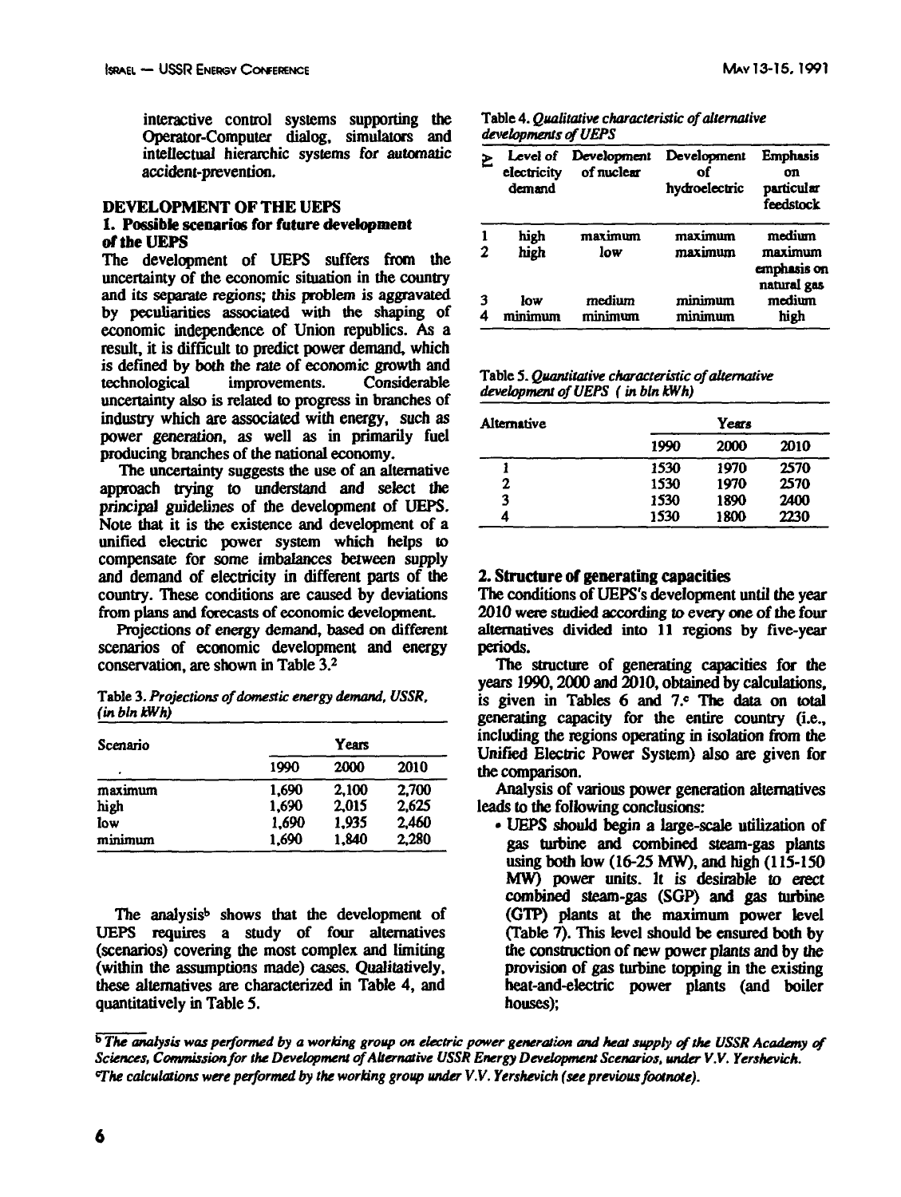interactive control systems supporting the Operator-Computer dialog, simulators and intellectual hierarchic systems for automatic accident-prevention.

## DEVELOPMENT OF THE UEPS

### 1. Possible scenarios for future development of the UEPS

The development of UEPS suffers from the uncertainty of the economic situation in the country and its separate regions; this problem is aggravated by peculiarities associated with the shaping of economic independence of Union republics. As a result, it is difficult to predict power demand, which is defined by both the rate of economic growth and technological improvements. Considerable uncertainty also is related to progress in branches of industry which are associated with energy, such as power generation, as well as in primarily fuel producing branches of the national economy.

The uncertainty suggests the use of an alternative approach trying to understand and select the principal guidelines of the development of UEPS. Note that it is the existence and development of a unified electric power system which helps to compensate for some imbalances between supply and demand of electricity in different parts of the country. These conditions are caused by deviations from plans and forecasts of economic development.

Projections of energy demand, based on different scenarios of economic development and energy conservation, are shown in Table 3.[2]

Table 3. *Projections of domestic energy demand, USSR, (in bln kWh)*

| Scenario | Years | | |
|---|---|---|---|
| | 1990 | 2000 | 2010 |
| maximum | 1,690 | 2,100 | 2,700 |
| high | 1,690 | 2,015 | 2,625 |
| low | 1,690 | 1,935 | 2,460 |
| minimum | 1,690 | 1,840 | 2,280 |

The analysis[b] shows that the development of UEPS requires a study of four alternatives (scenarios) covering the most complex and limiting (within the assumptions made) cases. Qualitatively, these alternatives are characterized in Table 4, and quantitatively in Table 5.

Table 4. *Qualitative characteristic of alternative developments of UEPS*

| № | Level of electricity demand | Development of nuclear | Development of hydroelectric | Emphasis on particular feedstock |
|---|---|---|---|---|
| 1 | high | maximum | maximum | medium |
| 2 | high | low | maximum | maximum emphasis on natural gas |
| 3 | low | medium | minimum | medium |
| 4 | minimum | minimum | minimum | high |

Table 5. *Quantitative characteristic of alternative development of UEPS ( in bln kWh)*

| Alternative | Years | | |
|---|---|---|---|
| | 1990 | 2000 | 2010 |
| 1 | 1530 | 1970 | 2570 |
| 2 | 1530 | 1970 | 2570 |
| 3 | 1530 | 1890 | 2400 |
| 4 | 1530 | 1800 | 2230 |

### 2. Structure of generating capacities

The conditions of UEPS's development until the year 2010 were studied according to every one of the four alternatives divided into 11 regions by five-year periods.

The structure of generating capacities for the years 1990, 2000 and 2010, obtained by calculations, is given in Tables 6 and 7.[c] The data on total generating capacity for the entire country (i.e., including the regions operating in isolation from the Unified Electric Power System) also are given for the comparison.

Analysis of various power generation alternatives leads to the following conclusions:

- UEPS should begin a large-scale utilization of gas turbine and combined steam-gas plants using both low (16-25 MW), and high (115-150 MW) power units. It is desirable to erect combined steam-gas (SGP) and gas turbine (GTP) plants at the maximum power level (Table 7). This level should be ensured both by the construction of new power plants and by the provision of gas turbine topping in the existing heat-and-electric power plants (and boiler houses);

---

[b] *The analysis was performed by a working group on electric power generation and heat supply of the USSR Academy of Sciences, Commission for the Development of Alternative USSR Energy Development Scenarios, under V.V. Yershevich.*

[c] *The calculations were performed by the working group under V.V. Yershevich (see previous footnote).*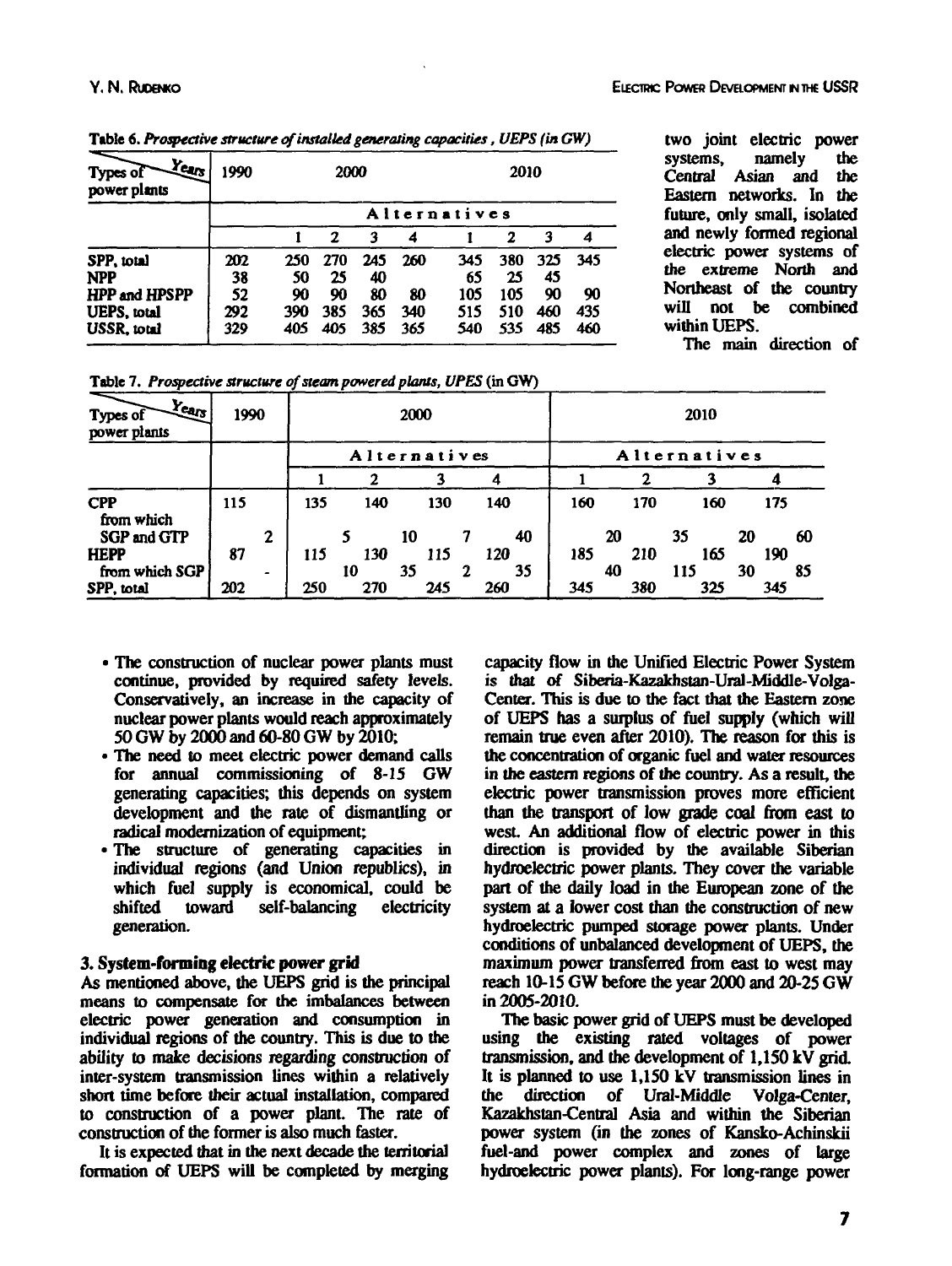**Table 6.** *Prospective structure of installed generating capacities, UEPS (in GW)*

| Types of power plants / Years | 1990 | 2000 | | | | 2010 | | | |
|---|---|---|---|---|---|---|---|---|---|
| | | Alternatives | | | | | | | |
| | | 1 | 2 | 3 | 4 | 1 | 2 | 3 | 4 |
| SPP, total | 202 | 250 | 270 | 245 | 260 | 345 | 380 | 325 | 345 |
| NPP | 38 | 50 | 25 | 40 | | 65 | 25 | 45 | |
| HPP and HPSPP | 52 | 90 | 90 | 80 | 80 | 105 | 105 | 90 | 90 |
| UEPS, total | 292 | 390 | 385 | 365 | 340 | 515 | 510 | 460 | 435 |
| USSR, total | 329 | 405 | 405 | 385 | 365 | 540 | 535 | 485 | 460 |

**Table 7.** *Prospective structure of steam powered plants, UPES* (in GW)

| Types of power plants / Years | 1990 | 2000 | | | | 2010 | | | |
|---|---|---|---|---|---|---|---|---|---|
| | | Alternatives | | | | Alternatives | | | |
| | | 1 | 2 | 3 | 4 | 1 | 2 | 3 | 4 |
| CPP | 115 | 135 | 140 | 130 | 140 | 160 | 170 | 160 | 175 |
| from which SGP and GTP | 2 | 5 | 10 | 7 | 40 | 20 | 35 | 20 | 60 |
| HEPP | 87 | 115 | 130 | 115 | 120 | 185 | 210 | 165 | 190 |
| from which SGP | - | 10 | 35 | 2 | 35 | 40 | 115 | 30 | 85 |
| SPP, total | 202 | 250 | 270 | 245 | 260 | 345 | 380 | 325 | 345 |

- The construction of nuclear power plants must continue, provided by required safety levels. Conservatively, an increase in the capacity of nuclear power plants would reach approximately 50 GW by 2000 and 60-80 GW by 2010;
- The need to meet electric power demand calls for annual commissioning of 8-15 GW generating capacities; this depends on system development and the rate of dismantling or radical modernization of equipment;
- The structure of generating capacities in individual regions (and Union republics), in which fuel supply is economical, could be shifted toward self-balancing electricity generation.

### 3. System-forming electric power grid

As mentioned above, the UEPS grid is the principal means to compensate for the imbalances between electric power generation and consumption in individual regions of the country. This is due to the ability to make decisions regarding construction of inter-system transmission lines within a relatively short time before their actual installation, compared to construction of a power plant. The rate of construction of the former is also much faster.

It is expected that in the next decade the territorial formation of UEPS will be completed by merging two joint electric power systems, namely the Central Asian and the Eastern networks. In the future, only small, isolated and newly formed regional electric power systems of the extreme North and Northeast of the country will not be combined within UEPS.

The main direction of capacity flow in the Unified Electric Power System is that of Siberia-Kazakhstan-Ural-Middle-Volga-Center. This is due to the fact that the Eastern zone of UEPS has a surplus of fuel supply (which will remain true even after 2010). The reason for this is the concentration of organic fuel and water resources in the eastern regions of the country. As a result, the electric power transmission proves more efficient than the transport of low grade coal from east to west. An additional flow of electric power in this direction is provided by the available Siberian hydroelectric power plants. They cover the variable part of the daily load in the European zone of the system at a lower cost than the construction of new hydroelectric pumped storage power plants. Under conditions of unbalanced development of UEPS, the maximum power transferred from east to west may reach 10-15 GW before the year 2000 and 20-25 GW in 2005-2010.

The basic power grid of UEPS must be developed using the existing rated voltages of power transmission, and the development of 1,150 kV grid. It is planned to use 1,150 kV transmission lines in the direction of Ural-Middle Volga-Center, Kazakhstan-Central Asia and within the Siberian power system (in the zones of Kansko-Achinskii fuel-and power complex and zones of large hydroelectric power plants). For long-range power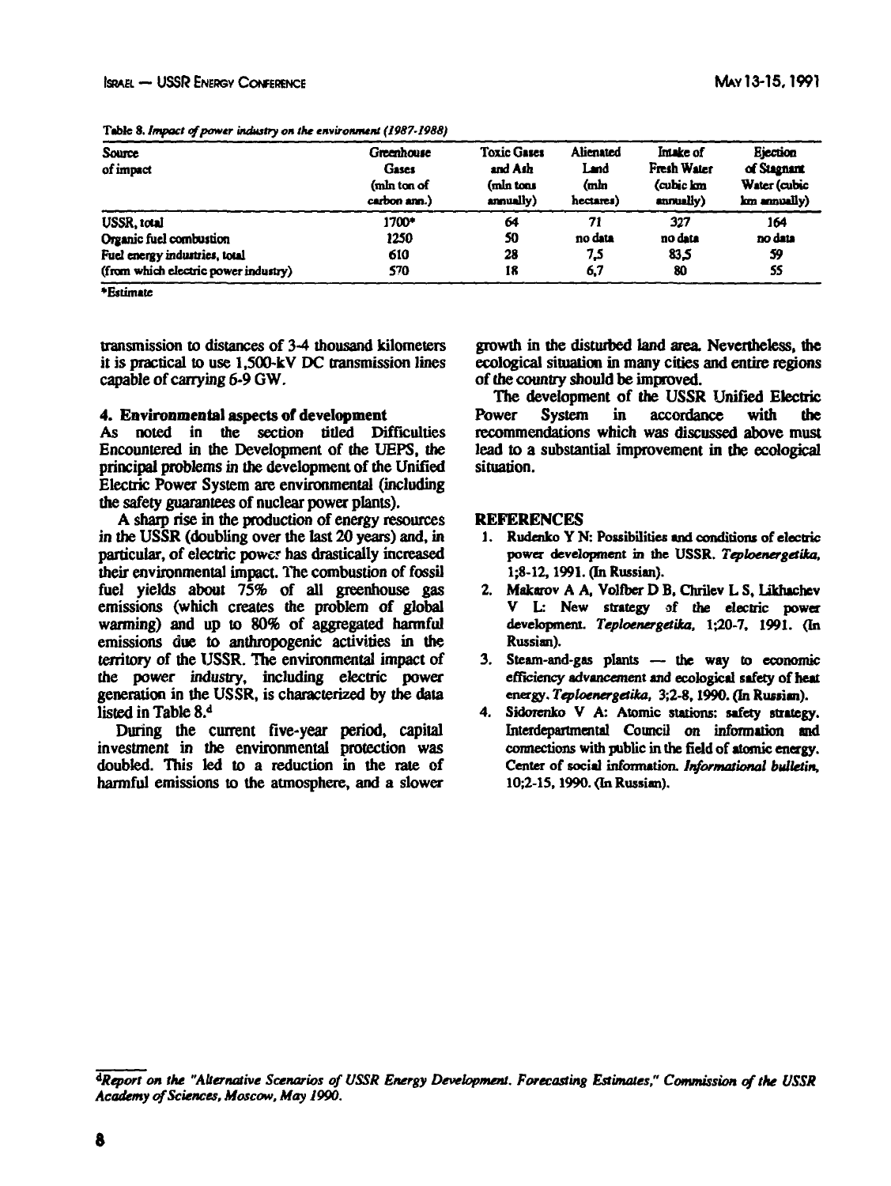Table 8. *Impact of power industry on the environment (1987-1988)*

| Source of impact | Greenhouse Gases (mln ton of carbon ann.) | Toxic Gases and Ash (mln tons annually) | Alienated Land (mln hectares) | Intake of Fresh Water (cubic km annually) | Ejection of Stagnant Water (cubic km annually) |
|---|---|---|---|---|---|
| USSR, total | 1700* | 64 | 71 | 327 | 164 |
| Organic fuel combustion | 1250 | 50 | no data | no data | no data |
| Fuel energy industries, total | 610 | 28 | 7,5 | 83,5 | 59 |
| (from which electric power industry) | 570 | 18 | 6,7 | 80 | 55 |

*Estimate

transmission to distances of 3-4 thousand kilometers it is practical to use 1,500-kV DC transmission lines capable of carrying 6-9 GW.

## 4. Environmental aspects of development

As noted in the section titled Difficulties Encountered in the Development of the UEPS, the principal problems in the development of the Unified Electric Power System are environmental (including the safety guarantees of nuclear power plants).

A sharp rise in the production of energy resources in the USSR (doubling over the last 20 years) and, in particular, of electric power has drastically increased their environmental impact. The combustion of fossil fuel yields about 75% of all greenhouse gas emissions (which creates the problem of global warming) and up to 80% of aggregated harmful emissions due to anthropogenic activities in the territory of the USSR. The environmental impact of the power industry, including electric power generation in the USSR, is characterized by the data listed in Table 8.[d]

During the current five-year period, capital investment in the environmental protection was doubled. This led to a reduction in the rate of harmful emissions to the atmosphere, and a slower growth in the disturbed land area. Nevertheless, the ecological situation in many cities and entire regions of the country should be improved.

The development of the USSR Unified Electric Power System in accordance with the recommendations which was discussed above must lead to a substantial improvement in the ecological situation.

## REFERENCES

1. Rudenko Y N: Possibilities and conditions of electric power development in the USSR. *Teploenergetika*, 1;8-12, 1991. (In Russian).
2. Makarov A A, Volfber D B, Chrilev L S, Likhachev V L: New strategy of the electric power development. *Teploenergetika*, 1;20-7, 1991. (In Russian).
3. Steam-and-gas plants — the way to economic efficiency advancement and ecological safety of heat energy. *Teploenergetika*, 3;2-8, 1990. (In Russian).
4. Sidorenko V A: Atomic stations: safety strategy. Interdepartmental Council on information and connections with public in the field of atomic energy. Center of social information. *Informational bulletin*, 10;2-15, 1990. (In Russian).

[d] *Report on the "Alternative Scenarios of USSR Energy Development. Forecasting Estimates," Commission of the USSR Academy of Sciences, Moscow, May 1990.*